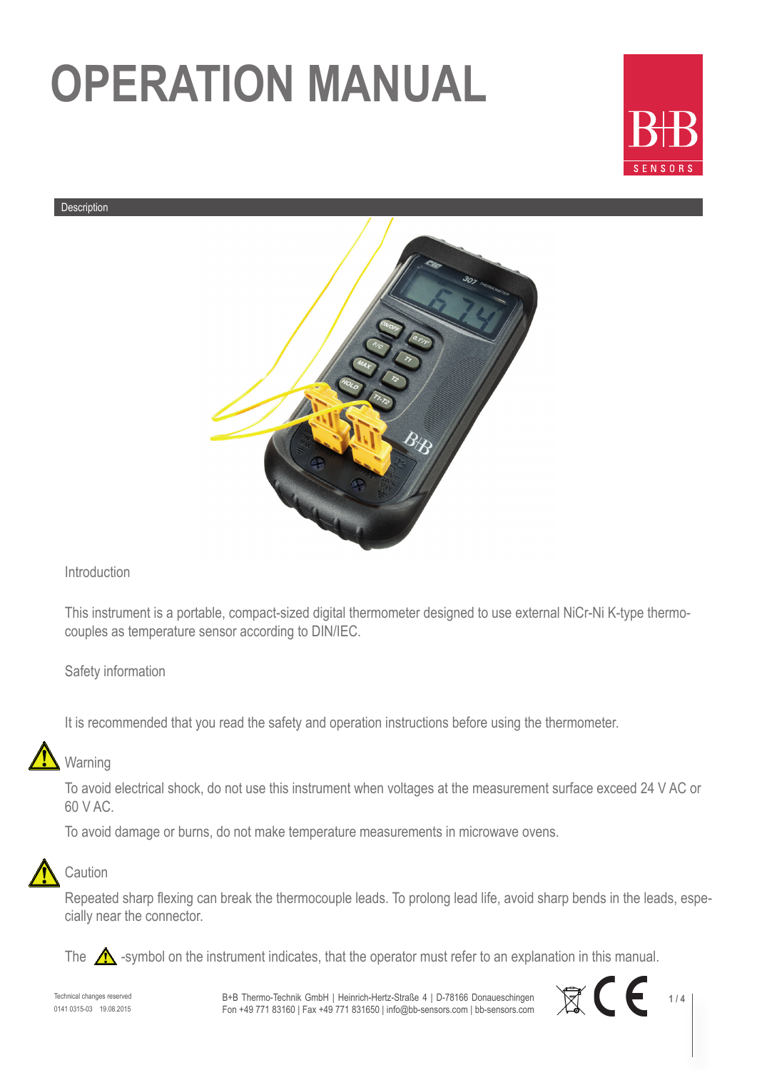# OPERATION MANUAL

## Description

### Introduction

This instrument is a portable, compact-sized digital thermometer designed to use external NiCr-Ni K-type thermocouples as temperature sensor according to DIN/IEC.

### Safety information

It is recommended that you read the safety and operation instructions before using the thermometer.

#### Warning

To avoid electrical shock, do not use this instrument when voltages at the measurement surface exceed 24 V AC or 60 V AC.

To avoid damage or burns, do not make temperature measurements in microwave ovens.

#### Caution

Repeated sharp flexing can break the thermocouple leads. To prolong lead life, avoid sharp bends in the leads, especially near the connector.

The ⚠ -symbol on the instrument indicates, that the operator must refer to an explanation in this manual.

Technical changes reserved
0141 0315-03 19.08.2015

B+B Thermo-Technik GmbH | Heinrich-Hertz-Straße 4 | D-78166 Donaueschingen
Fon +49 771 83160 | Fax +49 771 831650 | info@bb-sensors.com | bb-sensors.com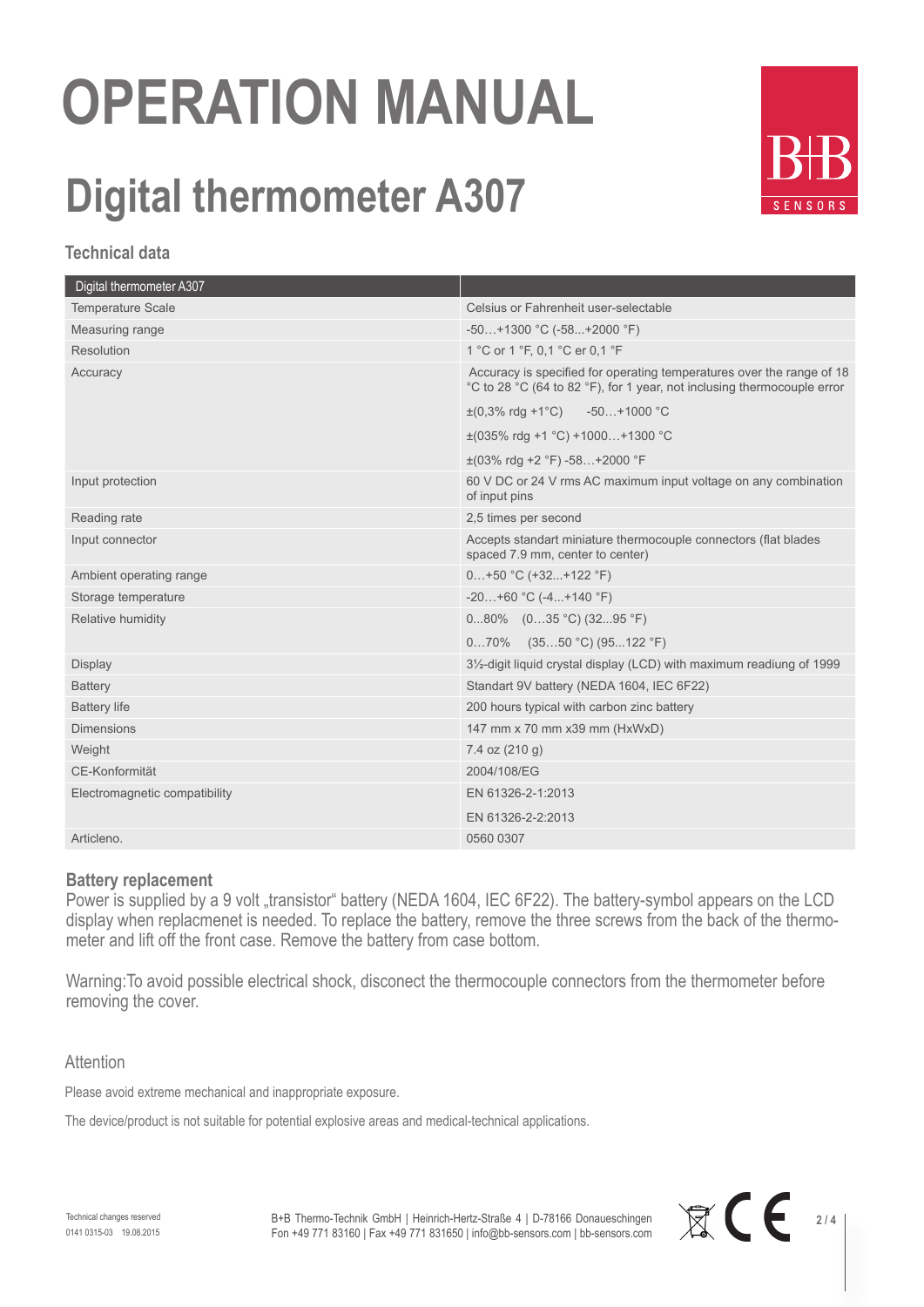# OPERATION MANUAL

# Digital thermometer A307

### Technical data

| Digital thermometer A307 | |
|---|---|
| Temperature Scale | Celsius or Fahrenheit user-selectable |
| Measuring range | -50…+1300 °C (-58...+2000 °F) |
| Resolution | 1 °C or 1 °F, 0,1 °C er 0,1 °F |
| Accuracy | Accuracy is specified for operating temperatures over the range of 18 °C to 28 °C (64 to 82 °F), for 1 year, not inclusing thermocouple error |
| | ±(0,3% rdg +1°C)     -50…+1000 °C |
| | ±(035% rdg +1 °C) +1000…+1300 °C |
| | ±(03% rdg +2 °F) -58…+2000 °F |
| Input protection | 60 V DC or 24 V rms AC maximum input voltage on any combination of input pins |
| Reading rate | 2,5 times per second |
| Input connector | Accepts standart miniature thermocouple connectors (flat blades spaced 7.9 mm, center to center) |
| Ambient operating range | 0…+50 °C (+32...+122 °F) |
| Storage temperature | -20…+60 °C (-4...+140 °F) |
| Relative humidity | 0...80%   (0…35 °C) (32...95 °F) |
| | 0…70%   (35…50 °C) (95...122 °F) |
| Display | 3½-digit liquid crystal display (LCD) with maximum readiung of 1999 |
| Battery | Standart 9V battery (NEDA 1604, IEC 6F22) |
| Battery life | 200 hours typical with carbon zinc battery |
| Dimensions | 147 mm x 70 mm x39 mm (HxWxD) |
| Weight | 7.4 oz (210 g) |
| CE-Konformität | 2004/108/EG |
| Electromagnetic compatibility | EN 61326-2-1:2013 |
| | EN 61326-2-2:2013 |
| Articleno. | 0560 0307 |

### Battery replacement

Power is supplied by a 9 volt „transistor" battery (NEDA 1604, IEC 6F22). The battery-symbol appears on the LCD display when replacmenet is needed. To replace the battery, remove the three screws from the back of the thermometer and lift off the front case. Remove the battery from case bottom.

Warning:To avoid possible electrical shock, disconect the thermocouple connectors from the thermometer before removing the cover.

### Attention

Please avoid extreme mechanical and inappropriate exposure.

The device/product is not suitable for potential explosive areas and medical-technical applications.

Technical changes reserved
0141 0315-03   19.08.2015

B+B Thermo-Technik GmbH | Heinrich-Hertz-Straße 4 | D-78166 Donaueschingen
Fon +49 771 83160 | Fax +49 771 831650 | info@bb-sensors.com | bb-sensors.com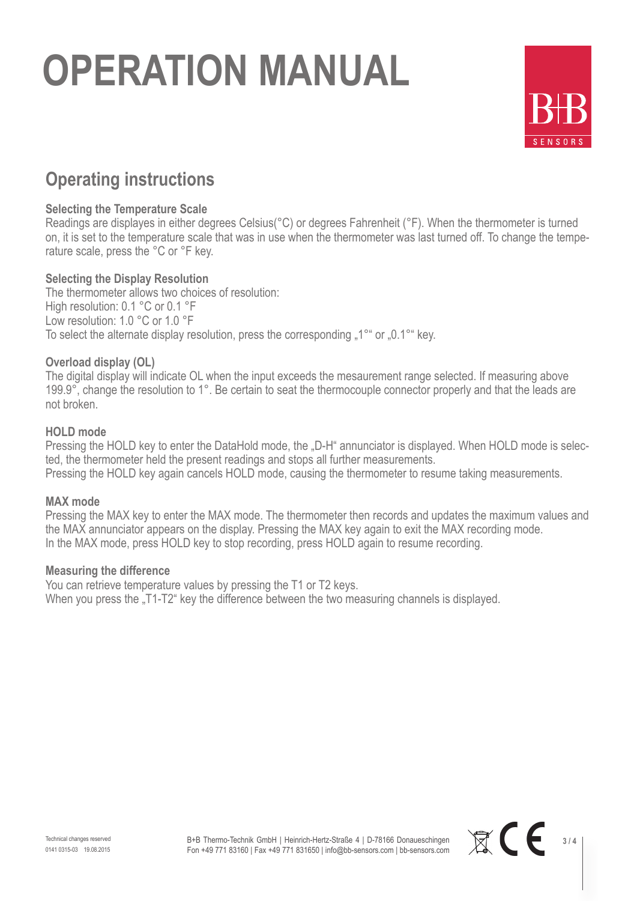# OPERATION MANUAL

## Operating instructions

### Selecting the Temperature Scale

Readings are displayes in either degrees Celsius(°C) or degrees Fahrenheit (°F). When the thermometer is turned on, it is set to the temperature scale that was in use when the thermometer was last turned off. To change the temperature scale, press the °C or °F key.

### Selecting the Display Resolution

The thermometer allows two choices of resolution:
High resolution: 0.1 °C or 0.1 °F
Low resolution: 1.0 °C or 1.0 °F
To select the alternate display resolution, press the corresponding „1°“ or „0.1°“ key.

### Overload display (OL)

The digital display will indicate OL when the input exceeds the mesaurement range selected. If measuring above 199.9°, change the resolution to 1°. Be certain to seat the thermocouple connector properly and that the leads are not broken.

### HOLD mode

Pressing the HOLD key to enter the DataHold mode, the „D-H“ annunciator is displayed. When HOLD mode is selected, the thermometer held the present readings and stops all further measurements.
Pressing the HOLD key again cancels HOLD mode, causing the thermometer to resume taking measurements.

### MAX mode

Pressing the MAX key to enter the MAX mode. The thermometer then records and updates the maximum values and the MAX annunciator appears on the display. Pressing the MAX key again to exit the MAX recording mode.
In the MAX mode, press HOLD key to stop recording, press HOLD again to resume recording.

### Measuring the difference

You can retrieve temperature values by pressing the T1 or T2 keys.
When you press the „T1-T2“ key the difference between the two measuring channels is displayed.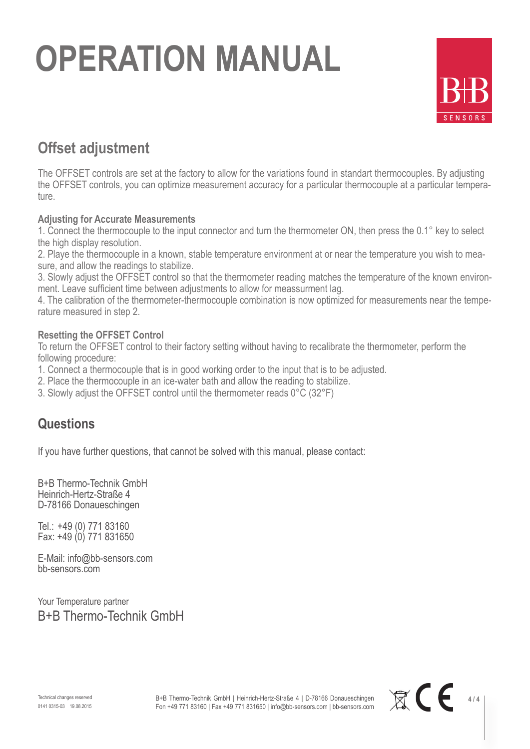# OPERATION MANUAL

## Offset adjustment

The OFFSET controls are set at the factory to allow for the variations found in standart thermocouples. By adjusting the OFFSET controls, you can optimize measurement accuracy for a particular thermocouple at a particular temperature.

**Adjusting for Accurate Measurements**

1. Connect the thermocouple to the input connector and turn the thermometer ON, then press the 0.1° key to select the high display resolution.
2. Playe the thermocouple in a known, stable temperature environment at or near the temperature you wish to measure, and allow the readings to stabilize.
3. Slowly adjust the OFFSET control so that the thermometer reading matches the temperature of the known environment. Leave sufficient time between adjustments to allow for meassurment lag.
4. The calibration of the thermometer-thermocouple combination is now optimized for measurements near the temperature measured in step 2.

**Resetting the OFFSET Control**

To return the OFFSET control to their factory setting without having to recalibrate the thermometer, perform the following procedure:

1. Connect a thermocouple that is in good working order to the input that is to be adjusted.
2. Place the thermocouple in an ice-water bath and allow the reading to stabilize.
3. Slowly adjust the OFFSET control until the thermometer reads 0°C (32°F)

## Questions

If you have further questions, that cannot be solved with this manual, please contact:

B+B Thermo-Technik GmbH
Heinrich-Hertz-Straße 4
D-78166 Donaueschingen

Tel.: +49 (0) 771 83160
Fax: +49 (0) 771 831650

E-Mail: info@bb-sensors.com
bb-sensors.com

Your Temperature partner
B+B Thermo-Technik GmbH

Technical changes reserved
0141 0315-03 19.08.2015